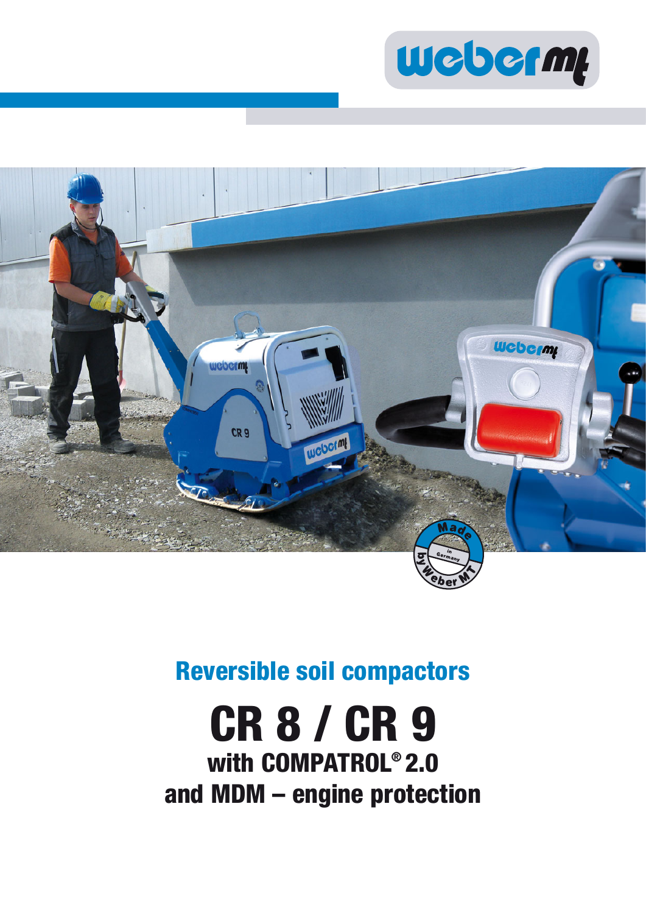# Reversible soil compactors

# CR 8 / CR 9

## with COMPATROL® 2.0
## and MDM – engine protection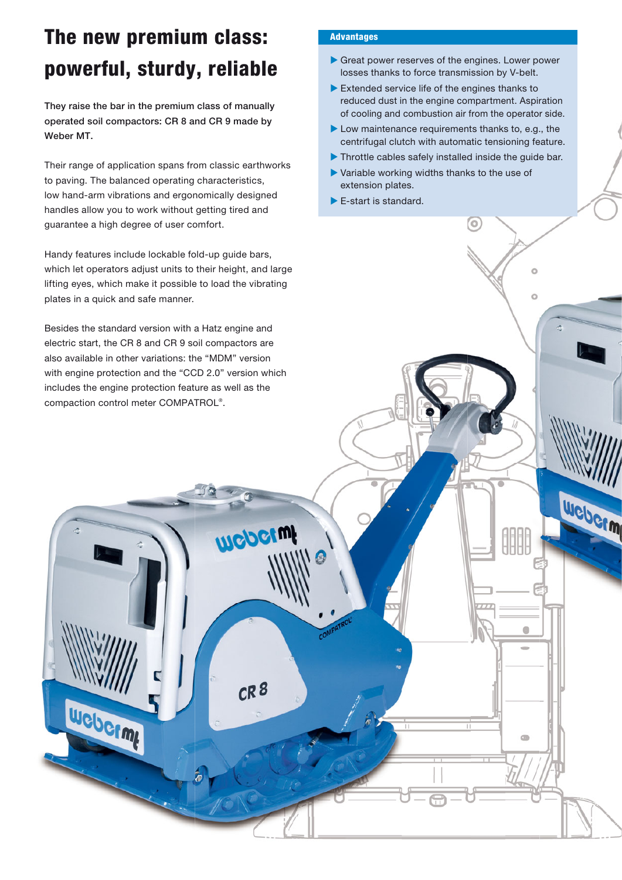# The new premium class: powerful, sturdy, reliable

**They raise the bar in the premium class of manually operated soil compactors: CR 8 and CR 9 made by Weber MT.**

Their range of application spans from classic earthworks to paving. The balanced operating characteristics, low hand-arm vibrations and ergonomically designed handles allow you to work without getting tired and guarantee a high degree of user comfort.

Handy features include lockable fold-up guide bars, which let operators adjust units to their height, and large lifting eyes, which make it possible to load the vibrating plates in a quick and safe manner.

Besides the standard version with a Hatz engine and electric start, the CR 8 and CR 9 soil compactors are also available in other variations: the "MDM" version with engine protection and the "CCD 2.0" version which includes the engine protection feature as well as the compaction control meter COMPATROL®.

## Advantages

- Great power reserves of the engines. Lower power losses thanks to force transmission by V-belt.
- Extended service life of the engines thanks to reduced dust in the engine compartment. Aspiration of cooling and combustion air from the operator side.
- Low maintenance requirements thanks to, e.g., the centrifugal clutch with automatic tensioning feature.
- Throttle cables safely installed inside the guide bar.
- Variable working widths thanks to the use of extension plates.
- E-start is standard.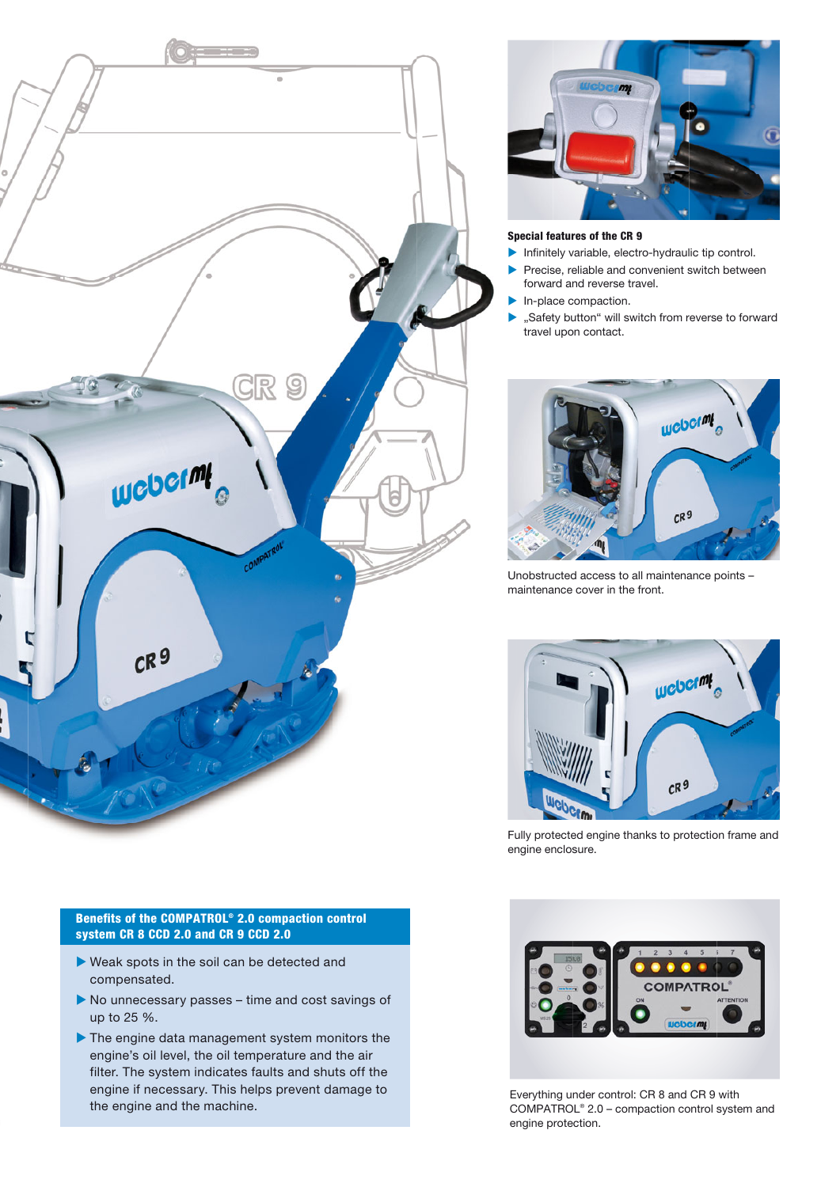### Special features of the CR 9

- Infinitely variable, electro-hydraulic tip control.
- Precise, reliable and convenient switch between forward and reverse travel.
- In-place compaction.
- „Safety button" will switch from reverse to forward travel upon contact.

Unobstructed access to all maintenance points – maintenance cover in the front.

Fully protected engine thanks to protection frame and engine enclosure.

### Benefits of the COMPATROL® 2.0 compaction control system CR 8 CCD 2.0 and CR 9 CCD 2.0

- Weak spots in the soil can be detected and compensated.
- No unnecessary passes – time and cost savings of up to 25 %.
- The engine data management system monitors the engine's oil level, the oil temperature and the air filter. The system indicates faults and shuts off the engine if necessary. This helps prevent damage to the engine and the machine.

Everything under control: CR 8 and CR 9 with COMPATROL® 2.0 – compaction control system and engine protection.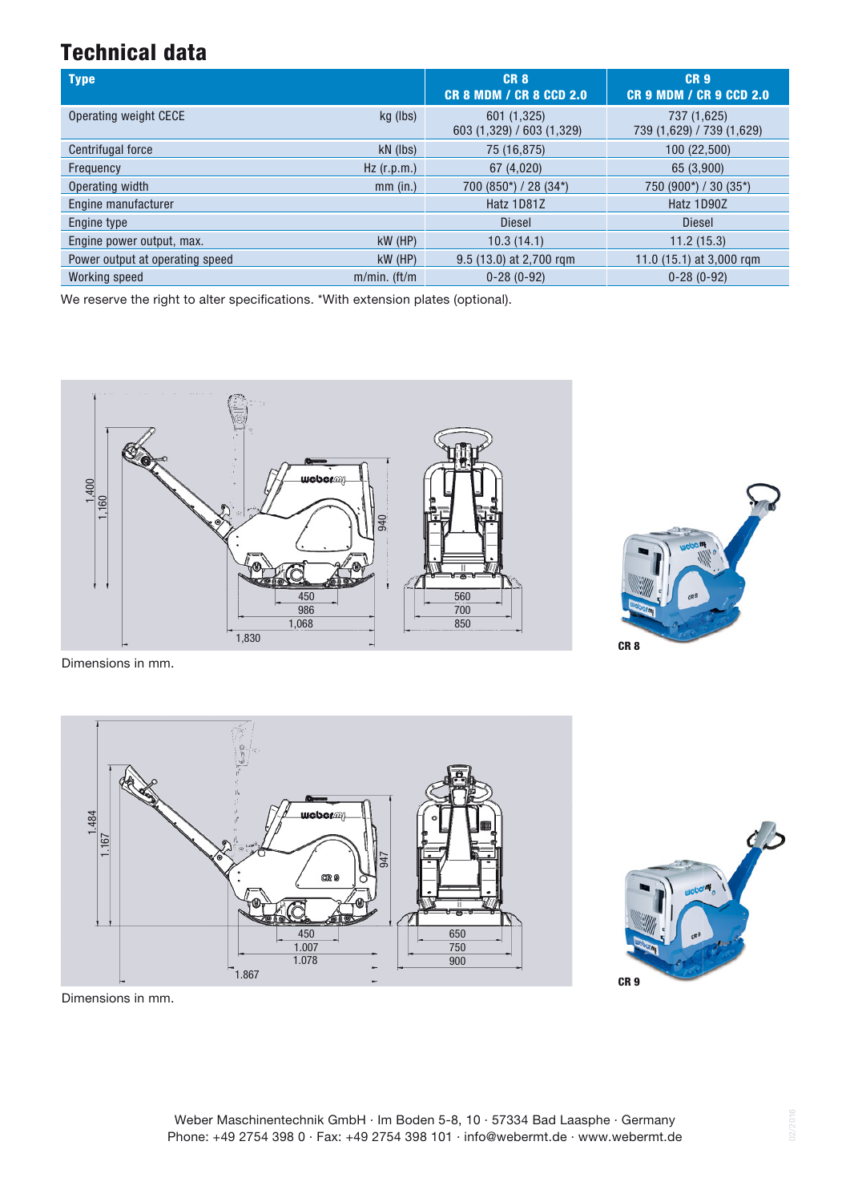## Technical data

| Type | | CR 8<br>CR 8 MDM / CR 8 CCD 2.0 | CR 9<br>CR 9 MDM / CR 9 CCD 2.0 |
|---|---|---|---|
| Operating weight CECE | kg (lbs) | 601 (1,325)<br>603 (1,329) / 603 (1,329) | 737 (1,625)<br>739 (1,629) / 739 (1,629) |
| Centrifugal force | kN (lbs) | 75 (16,875) | 100 (22,500) |
| Frequency | Hz (r.p.m.) | 67 (4,020) | 65 (3,900) |
| Operating width | mm (in.) | 700 (850*) / 28 (34*) | 750 (900*) / 30 (35*) |
| Engine manufacturer | | Hatz 1D81Z | Hatz 1D90Z |
| Engine type | | Diesel | Diesel |
| Engine power output, max. | kW (HP) | 10.3 (14.1) | 11.2 (15.3) |
| Power output at operating speed | kW (HP) | 9.5 (13.0) at 2,700 rqm | 11.0 (15.1) at 3,000 rqm |
| Working speed | m/min. (ft/m | 0-28 (0-92) | 0-28 (0-92) |

We reserve the right to alter specifications. *With extension plates (optional).

1,400
1,160
940
450
986
1,068
1,830
560
700
850

Dimensions in mm.

CR 8

1.484
1.167
947
450
1.007
1.078
1.867
650
750
900

Dimensions in mm.

CR 9

Weber Maschinentechnik GmbH · Im Boden 5-8, 10 · 57334 Bad Laasphe · Germany
Phone: +49 2754 398 0 · Fax: +49 2754 398 101 · info@webermt.de · www.webermt.de